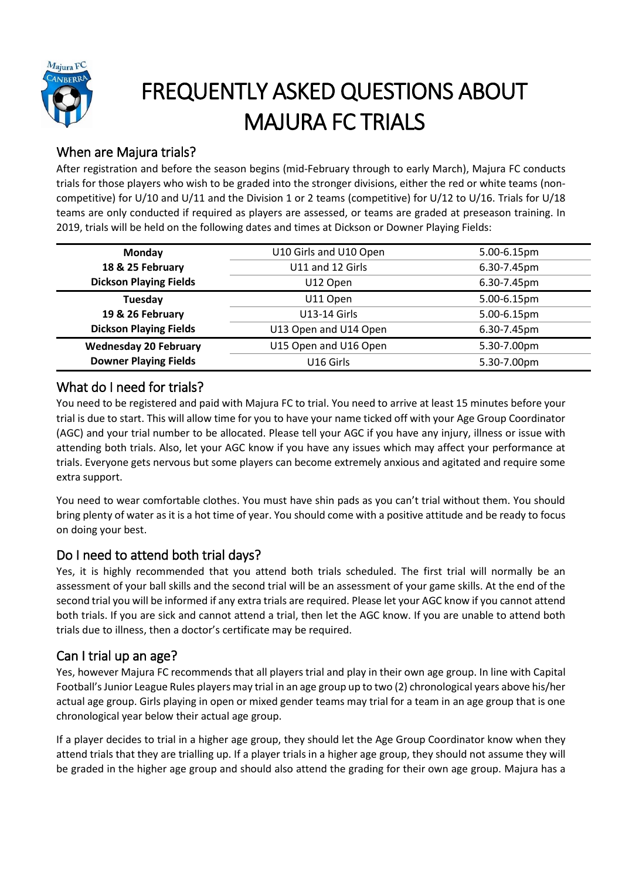# FREQUENTLY ASKED QUESTIONS ABOUT MAJURA FC TRIALS

## When are Majura trials?

After registration and before the season begins (mid-February through to early March), Majura FC conducts trials for those players who wish to be graded into the stronger divisions, either the red or white teams (non-competitive) for U/10 and U/11 and the Division 1 or 2 teams (competitive) for U/12 to U/16. Trials for U/18 teams are only conducted if required as players are assessed, or teams are graded at preseason training. In 2019, trials will be held on the following dates and times at Dickson or Downer Playing Fields:

| Day / Venue | Age Group | Time |
|---|---|---|
| **Monday 18 & 25 February Dickson Playing Fields** | U10 Girls and U10 Open | 5.00-6.15pm |
| | U11 and 12 Girls | 6.30-7.45pm |
| | U12 Open | 6.30-7.45pm |
| **Tuesday 19 & 26 February Dickson Playing Fields** | U11 Open | 5.00-6.15pm |
| | U13-14 Girls | 5.00-6.15pm |
| | U13 Open and U14 Open | 6.30-7.45pm |
| **Wednesday 20 February Downer Playing Fields** | U15 Open and U16 Open | 5.30-7.00pm |
| | U16 Girls | 5.30-7.00pm |

## What do I need for trials?

You need to be registered and paid with Majura FC to trial. You need to arrive at least 15 minutes before your trial is due to start. This will allow time for you to have your name ticked off with your Age Group Coordinator (AGC) and your trial number to be allocated. Please tell your AGC if you have any injury, illness or issue with attending both trials. Also, let your AGC know if you have any issues which may affect your performance at trials. Everyone gets nervous but some players can become extremely anxious and agitated and require some extra support.

You need to wear comfortable clothes. You must have shin pads as you can't trial without them. You should bring plenty of water as it is a hot time of year. You should come with a positive attitude and be ready to focus on doing your best.

## Do I need to attend both trial days?

Yes, it is highly recommended that you attend both trials scheduled. The first trial will normally be an assessment of your ball skills and the second trial will be an assessment of your game skills. At the end of the second trial you will be informed if any extra trials are required. Please let your AGC know if you cannot attend both trials. If you are sick and cannot attend a trial, then let the AGC know. If you are unable to attend both trials due to illness, then a doctor's certificate may be required.

## Can I trial up an age?

Yes, however Majura FC recommends that all players trial and play in their own age group. In line with Capital Football's Junior League Rules players may trial in an age group up to two (2) chronological years above his/her actual age group. Girls playing in open or mixed gender teams may trial for a team in an age group that is one chronological year below their actual age group.

If a player decides to trial in a higher age group, they should let the Age Group Coordinator know when they attend trials that they are trialling up. If a player trials in a higher age group, they should not assume they will be graded in the higher age group and should also attend the grading for their own age group. Majura has a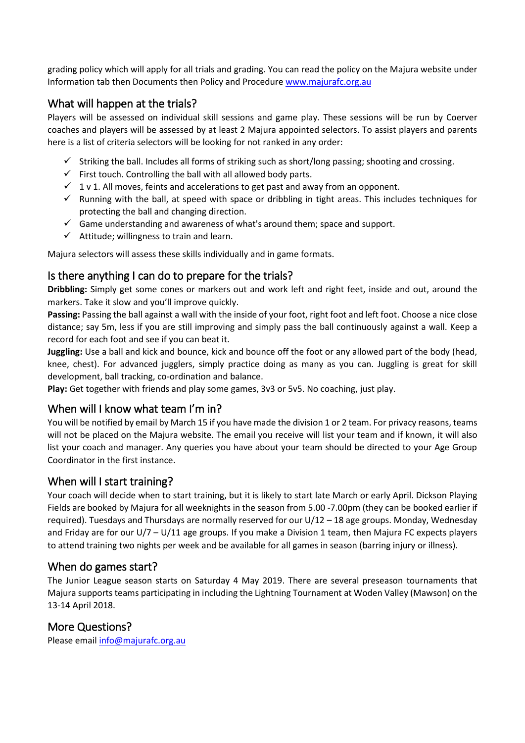grading policy which will apply for all trials and grading. You can read the policy on the Majura website under Information tab then Documents then Policy and Procedure [www.majurafc.org.au](http://www.majurafc.org.au)

## What will happen at the trials?

Players will be assessed on individual skill sessions and game play. These sessions will be run by Coerver coaches and players will be assessed by at least 2 Majura appointed selectors. To assist players and parents here is a list of criteria selectors will be looking for not ranked in any order:

- ✓ Striking the ball. Includes all forms of striking such as short/long passing; shooting and crossing.
- ✓ First touch. Controlling the ball with all allowed body parts.
- ✓ 1 v 1. All moves, feints and accelerations to get past and away from an opponent.
- ✓ Running with the ball, at speed with space or dribbling in tight areas. This includes techniques for protecting the ball and changing direction.
- ✓ Game understanding and awareness of what's around them; space and support.
- ✓ Attitude; willingness to train and learn.

Majura selectors will assess these skills individually and in game formats.

## Is there anything I can do to prepare for the trials?

**Dribbling:** Simply get some cones or markers out and work left and right feet, inside and out, around the markers. Take it slow and you'll improve quickly.

**Passing:** Passing the ball against a wall with the inside of your foot, right foot and left foot. Choose a nice close distance; say 5m, less if you are still improving and simply pass the ball continuously against a wall. Keep a record for each foot and see if you can beat it.

**Juggling:** Use a ball and kick and bounce, kick and bounce off the foot or any allowed part of the body (head, knee, chest). For advanced jugglers, simply practice doing as many as you can. Juggling is great for skill development, ball tracking, co-ordination and balance.

**Play:** Get together with friends and play some games, 3v3 or 5v5. No coaching, just play.

## When will I know what team I'm in?

You will be notified by email by March 15 if you have made the division 1 or 2 team. For privacy reasons, teams will not be placed on the Majura website. The email you receive will list your team and if known, it will also list your coach and manager. Any queries you have about your team should be directed to your Age Group Coordinator in the first instance.

## When will I start training?

Your coach will decide when to start training, but it is likely to start late March or early April. Dickson Playing Fields are booked by Majura for all weeknights in the season from 5.00 -7.00pm (they can be booked earlier if required). Tuesdays and Thursdays are normally reserved for our U/12 – 18 age groups. Monday, Wednesday and Friday are for our U/7 – U/11 age groups. If you make a Division 1 team, then Majura FC expects players to attend training two nights per week and be available for all games in season (barring injury or illness).

## When do games start?

The Junior League season starts on Saturday 4 May 2019. There are several preseason tournaments that Majura supports teams participating in including the Lightning Tournament at Woden Valley (Mawson) on the 13-14 April 2018.

## More Questions?

Please email [info@majurafc.org.au](mailto:info@majurafc.org.au)